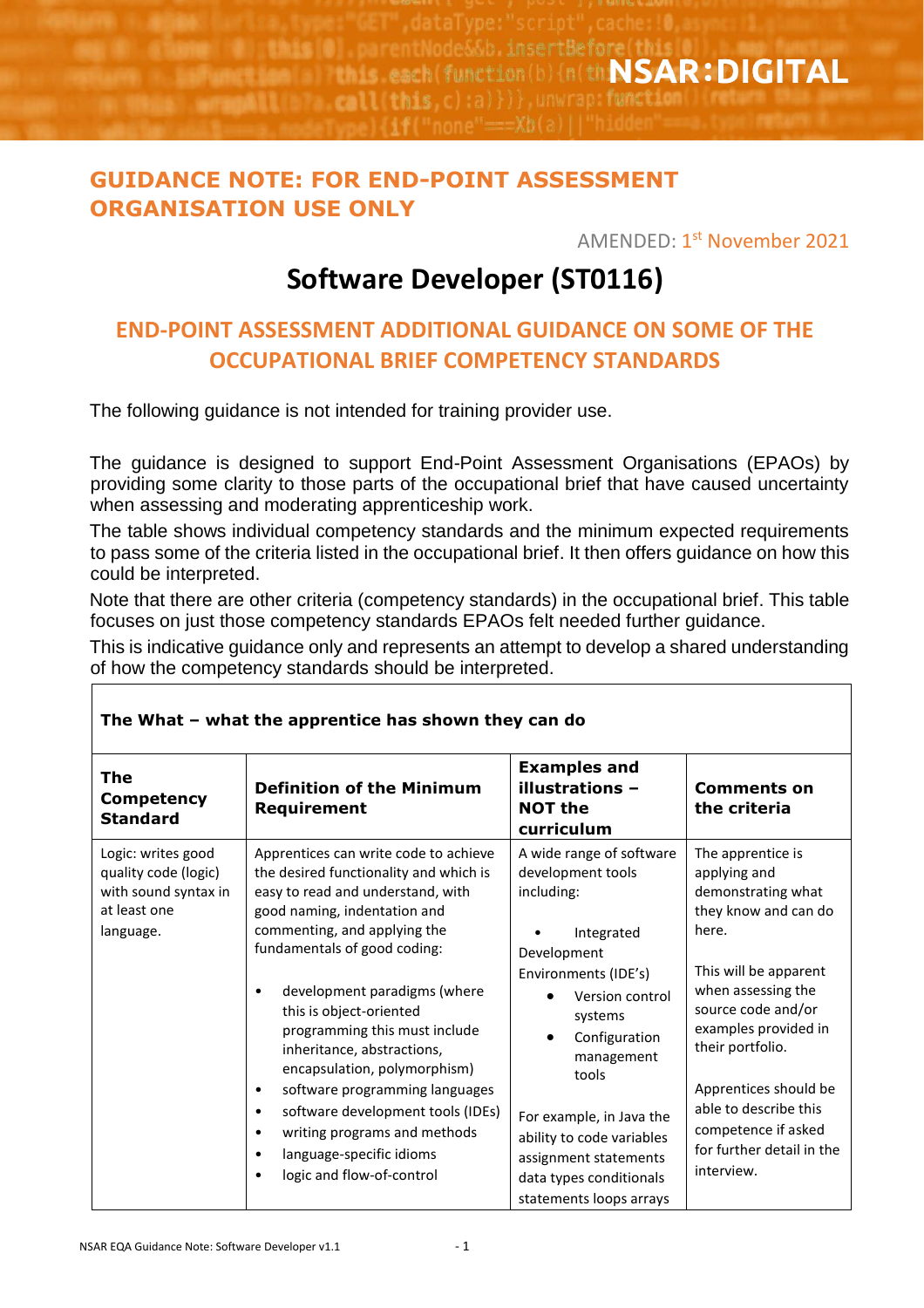NSAR:DIGITAL

## GUIDANCE NOTE: FOR END-POINT ASSESSMENT ORGANISATION USE ONLY

AMENDED: 1st November 2021

# Software Developer (ST0116)

## END-POINT ASSESSMENT ADDITIONAL GUIDANCE ON SOME OF THE OCCUPATIONAL BRIEF COMPETENCY STANDARDS

The following guidance is not intended for training provider use.

The guidance is designed to support End-Point Assessment Organisations (EPAOs) by providing some clarity to those parts of the occupational brief that have caused uncertainty when assessing and moderating apprenticeship work.

The table shows individual competency standards and the minimum expected requirements to pass some of the criteria listed in the occupational brief. It then offers guidance on how this could be interpreted.

Note that there are other criteria (competency standards) in the occupational brief. This table focuses on just those competency standards EPAOs felt needed further guidance.

This is indicative guidance only and represents an attempt to develop a shared understanding of how the competency standards should be interpreted.

**The What – what the apprentice has shown they can do**

| **The Competency Standard** | **Definition of the Minimum Requirement** | **Examples and illustrations – NOT the curriculum** | **Comments on the criteria** |
|---|---|---|---|
| Logic: writes good quality code (logic) with sound syntax in at least one language. | Apprentices can write code to achieve the desired functionality and which is easy to read and understand, with good naming, indentation and commenting, and applying the fundamentals of good coding:<br>• development paradigms (where this is object-oriented programming this must include inheritance, abstractions, encapsulation, polymorphism)<br>• software programming languages<br>• software development tools (IDEs)<br>• writing programs and methods<br>• language-specific idioms<br>• logic and flow-of-control | A wide range of software development tools including:<br>• Integrated Development Environments (IDE's)<br>• Version control systems<br>• Configuration management tools<br><br>For example, in Java the ability to code variables assignment statements data types conditionals statements loops arrays | The apprentice is applying and demonstrating what they know and can do here.<br><br>This will be apparent when assessing the source code and/or examples provided in their portfolio.<br><br>Apprentices should be able to describe this competence if asked for further detail in the interview. |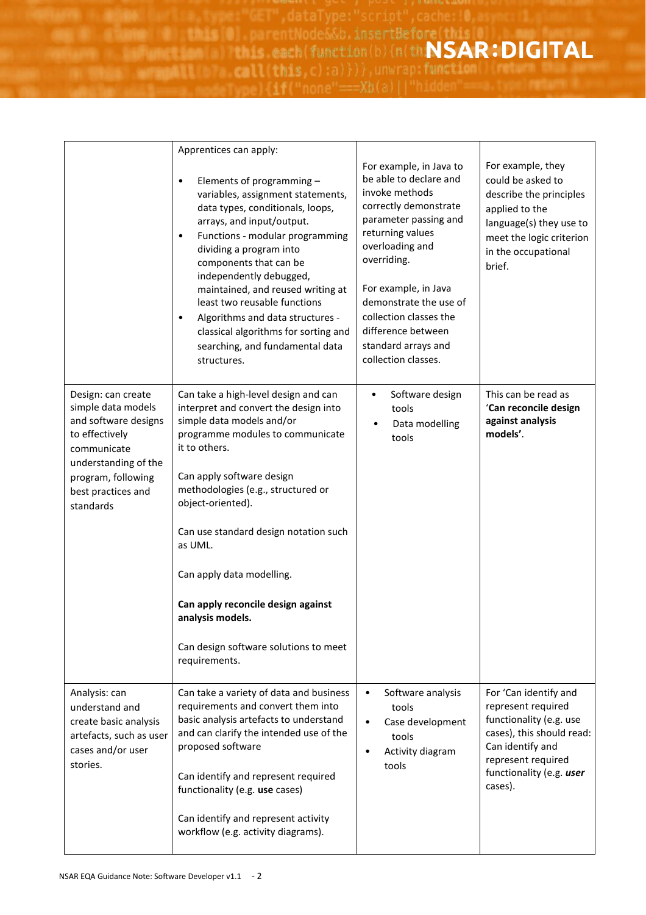| | | | |
|---|---|---|---|
| | Apprentices can apply:<br><br>• Elements of programming – variables, assignment statements, data types, conditionals, loops, arrays, and input/output.<br>• Functions - modular programming dividing a program into components that can be independently debugged, maintained, and reused writing at least two reusable functions<br>• Algorithms and data structures - classical algorithms for sorting and searching, and fundamental data structures. | For example, in Java to be able to declare and invoke methods correctly demonstrate parameter passing and returning values overloading and overriding.<br><br>For example, in Java demonstrate the use of collection classes the difference between standard arrays and collection classes. | For example, they could be asked to describe the principles applied to the language(s) they use to meet the logic criterion in the occupational brief. |
| Design: can create simple data models and software designs to effectively communicate understanding of the program, following best practices and standards | Can take a high-level design and can interpret and convert the design into simple data models and/or programme modules to communicate it to others.<br><br>Can apply software design methodologies (e.g., structured or object-oriented).<br><br>Can use standard design notation such as UML.<br><br>Can apply data modelling.<br><br>**Can apply reconcile design against analysis models.**<br><br>Can design software solutions to meet requirements. | • Software design tools<br>• Data modelling tools | This can be read as '**Can reconcile design against analysis models**'. |
| Analysis: can understand and create basic analysis artefacts, such as user cases and/or user stories. | Can take a variety of data and business requirements and convert them into basic analysis artefacts to understand and can clarify the intended use of the proposed software<br><br>Can identify and represent required functionality (e.g. **use** cases)<br><br>Can identify and represent activity workflow (e.g. activity diagrams). | • Software analysis tools<br>• Case development tools<br>• Activity diagram tools | For 'Can identify and represent required functionality (e.g. use cases), this should read: Can identify and represent required functionality (e.g. ***user*** cases). |